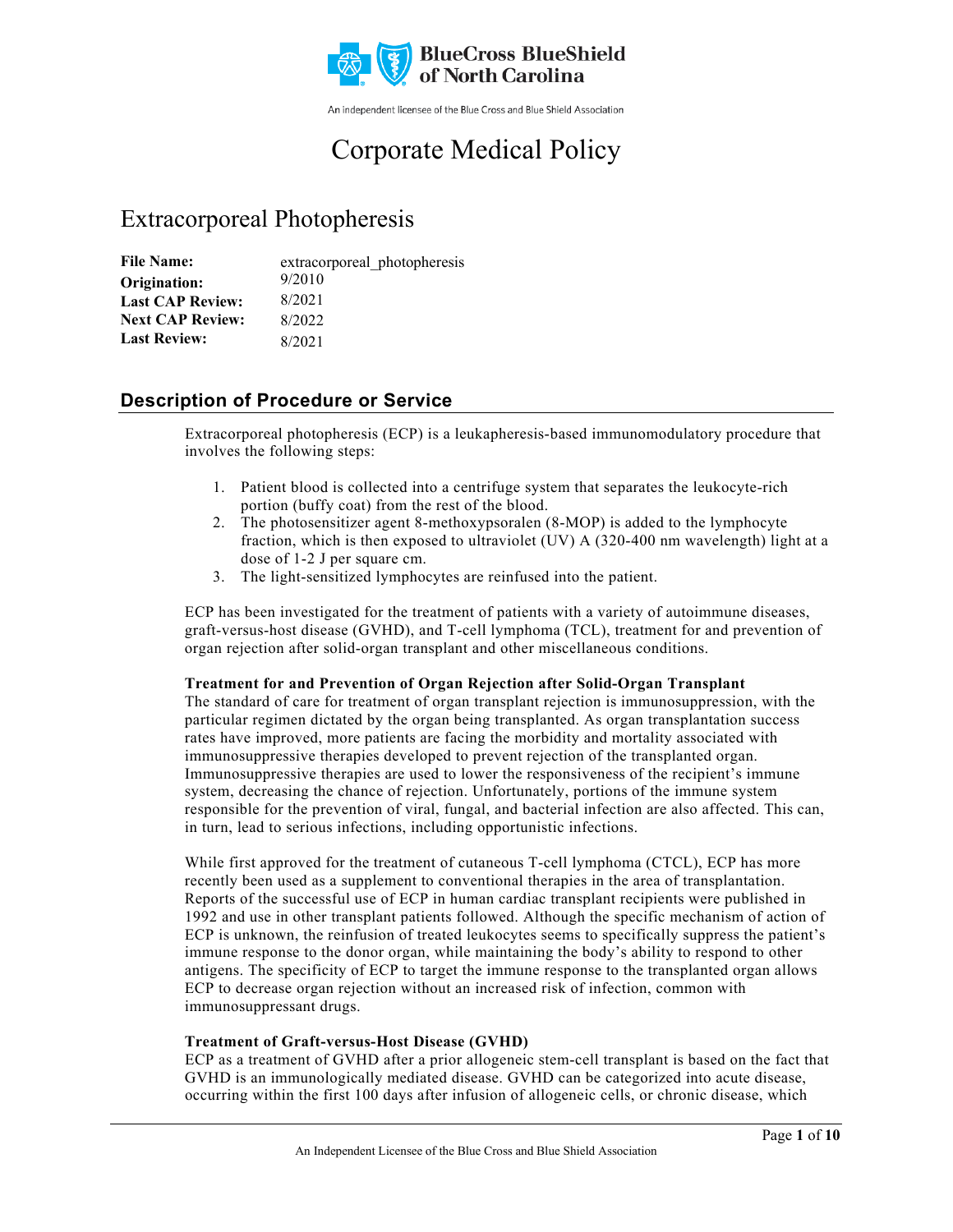BlueCross BlueShield of North Carolina

An independent licensee of the Blue Cross and Blue Shield Association

# Corporate Medical Policy

## Extracorporeal Photopheresis

**File Name:** extracorporeal_photopheresis
**Origination:** 9/2010
**Last CAP Review:** 8/2021
**Next CAP Review:** 8/2022
**Last Review:** 8/2021

## Description of Procedure or Service

Extracorporeal photopheresis (ECP) is a leukapheresis-based immunomodulatory procedure that involves the following steps:

1. Patient blood is collected into a centrifuge system that separates the leukocyte-rich portion (buffy coat) from the rest of the blood.
2. The photosensitizer agent 8-methoxypsoralen (8-MOP) is added to the lymphocyte fraction, which is then exposed to ultraviolet (UV) A (320-400 nm wavelength) light at a dose of 1-2 J per square cm.
3. The light-sensitized lymphocytes are reinfused into the patient.

ECP has been investigated for the treatment of patients with a variety of autoimmune diseases, graft-versus-host disease (GVHD), and T-cell lymphoma (TCL), treatment for and prevention of organ rejection after solid-organ transplant and other miscellaneous conditions.

**Treatment for and Prevention of Organ Rejection after Solid-Organ Transplant**

The standard of care for treatment of organ transplant rejection is immunosuppression, with the particular regimen dictated by the organ being transplanted. As organ transplantation success rates have improved, more patients are facing the morbidity and mortality associated with immunosuppressive therapies developed to prevent rejection of the transplanted organ. Immunosuppressive therapies are used to lower the responsiveness of the recipient's immune system, decreasing the chance of rejection. Unfortunately, portions of the immune system responsible for the prevention of viral, fungal, and bacterial infection are also affected. This can, in turn, lead to serious infections, including opportunistic infections.

While first approved for the treatment of cutaneous T-cell lymphoma (CTCL), ECP has more recently been used as a supplement to conventional therapies in the area of transplantation. Reports of the successful use of ECP in human cardiac transplant recipients were published in 1992 and use in other transplant patients followed. Although the specific mechanism of action of ECP is unknown, the reinfusion of treated leukocytes seems to specifically suppress the patient's immune response to the donor organ, while maintaining the body's ability to respond to other antigens. The specificity of ECP to target the immune response to the transplanted organ allows ECP to decrease organ rejection without an increased risk of infection, common with immunosuppressant drugs.

**Treatment of Graft-versus-Host Disease (GVHD)**

ECP as a treatment of GVHD after a prior allogeneic stem-cell transplant is based on the fact that GVHD is an immunologically mediated disease. GVHD can be categorized into acute disease, occurring within the first 100 days after infusion of allogeneic cells, or chronic disease, which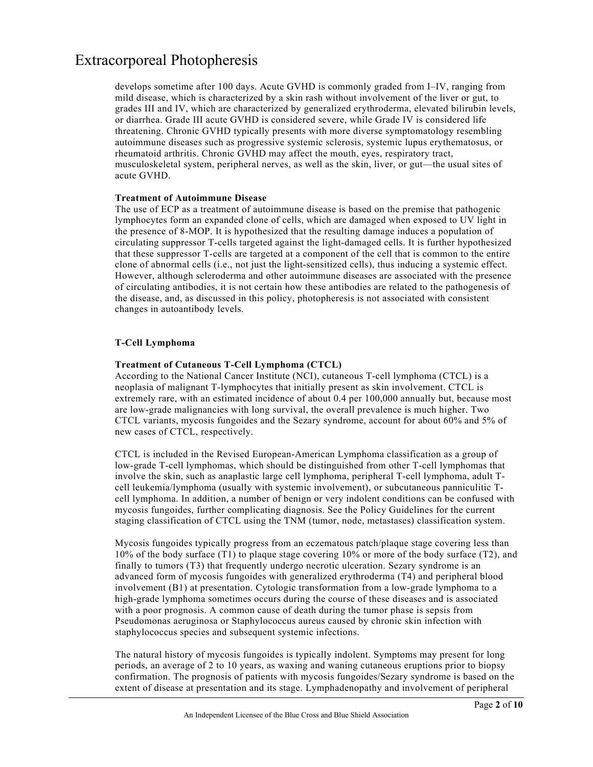develops sometime after 100 days. Acute GVHD is commonly graded from I–IV, ranging from mild disease, which is characterized by a skin rash without involvement of the liver or gut, to grades III and IV, which are characterized by generalized erythroderma, elevated bilirubin levels, or diarrhea. Grade III acute GVHD is considered severe, while Grade IV is considered life threatening. Chronic GVHD typically presents with more diverse symptomatology resembling autoimmune diseases such as progressive systemic sclerosis, systemic lupus erythematosus, or rheumatoid arthritis. Chronic GVHD may affect the mouth, eyes, respiratory tract, musculoskeletal system, peripheral nerves, as well as the skin, liver, or gut—the usual sites of acute GVHD.

**Treatment of Autoimmune Disease**

The use of ECP as a treatment of autoimmune disease is based on the premise that pathogenic lymphocytes form an expanded clone of cells, which are damaged when exposed to UV light in the presence of 8-MOP. It is hypothesized that the resulting damage induces a population of circulating suppressor T-cells targeted against the light-damaged cells. It is further hypothesized that these suppressor T-cells are targeted at a component of the cell that is common to the entire clone of abnormal cells (i.e., not just the light-sensitized cells), thus inducing a systemic effect. However, although scleroderma and other autoimmune diseases are associated with the presence of circulating antibodies, it is not certain how these antibodies are related to the pathogenesis of the disease, and, as discussed in this policy, photopheresis is not associated with consistent changes in autoantibody levels.

**T-Cell Lymphoma**

**Treatment of Cutaneous T-Cell Lymphoma (CTCL)**

According to the National Cancer Institute (NCI), cutaneous T-cell lymphoma (CTCL) is a neoplasia of malignant T-lymphocytes that initially present as skin involvement. CTCL is extremely rare, with an estimated incidence of about 0.4 per 100,000 annually but, because most are low-grade malignancies with long survival, the overall prevalence is much higher. Two CTCL variants, mycosis fungoides and the Sezary syndrome, account for about 60% and 5% of new cases of CTCL, respectively.

CTCL is included in the Revised European-American Lymphoma classification as a group of low-grade T-cell lymphomas, which should be distinguished from other T-cell lymphomas that involve the skin, such as anaplastic large cell lymphoma, peripheral T-cell lymphoma, adult T-cell leukemia/lymphoma (usually with systemic involvement), or subcutaneous panniculitic T-cell lymphoma. In addition, a number of benign or very indolent conditions can be confused with mycosis fungoides, further complicating diagnosis. See the Policy Guidelines for the current staging classification of CTCL using the TNM (tumor, node, metastases) classification system.

Mycosis fungoides typically progress from an eczematous patch/plaque stage covering less than 10% of the body surface (T1) to plaque stage covering 10% or more of the body surface (T2), and finally to tumors (T3) that frequently undergo necrotic ulceration. Sezary syndrome is an advanced form of mycosis fungoides with generalized erythroderma (T4) and peripheral blood involvement (B1) at presentation. Cytologic transformation from a low-grade lymphoma to a high-grade lymphoma sometimes occurs during the course of these diseases and is associated with a poor prognosis. A common cause of death during the tumor phase is sepsis from Pseudomonas aeruginosa or Staphylococcus aureus caused by chronic skin infection with staphylococcus species and subsequent systemic infections.

The natural history of mycosis fungoides is typically indolent. Symptoms may present for long periods, an average of 2 to 10 years, as waxing and waning cutaneous eruptions prior to biopsy confirmation. The prognosis of patients with mycosis fungoides/Sezary syndrome is based on the extent of disease at presentation and its stage. Lymphadenopathy and involvement of peripheral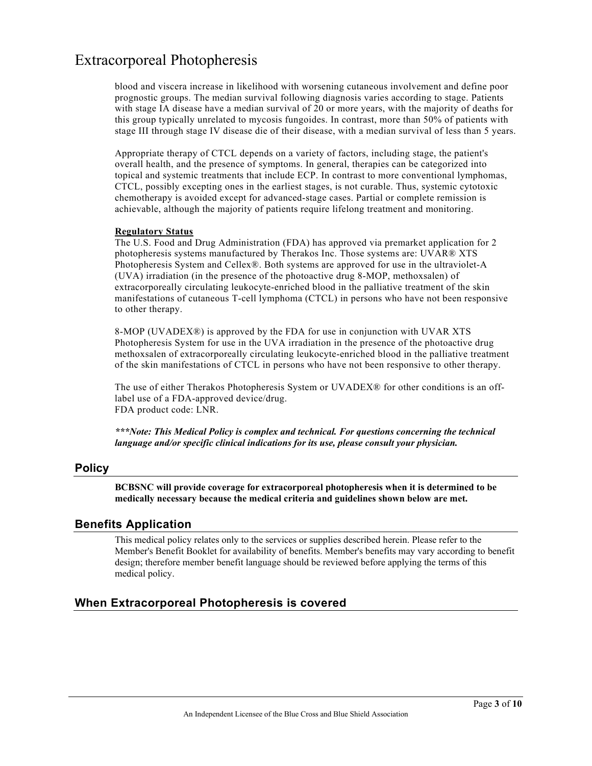blood and viscera increase in likelihood with worsening cutaneous involvement and define poor prognostic groups. The median survival following diagnosis varies according to stage. Patients with stage IA disease have a median survival of 20 or more years, with the majority of deaths for this group typically unrelated to mycosis fungoides. In contrast, more than 50% of patients with stage III through stage IV disease die of their disease, with a median survival of less than 5 years.

Appropriate therapy of CTCL depends on a variety of factors, including stage, the patient's overall health, and the presence of symptoms. In general, therapies can be categorized into topical and systemic treatments that include ECP. In contrast to more conventional lymphomas, CTCL, possibly excepting ones in the earliest stages, is not curable. Thus, systemic cytotoxic chemotherapy is avoided except for advanced-stage cases. Partial or complete remission is achievable, although the majority of patients require lifelong treatment and monitoring.

**Regulatory Status**

The U.S. Food and Drug Administration (FDA) has approved via premarket application for 2 photopheresis systems manufactured by Therakos Inc. Those systems are: UVAR® XTS Photopheresis System and Cellex®. Both systems are approved for use in the ultraviolet-A (UVA) irradiation (in the presence of the photoactive drug 8-MOP, methoxsalen) of extracorporeally circulating leukocyte-enriched blood in the palliative treatment of the skin manifestations of cutaneous T-cell lymphoma (CTCL) in persons who have not been responsive to other therapy.

8-MOP (UVADEX®) is approved by the FDA for use in conjunction with UVAR XTS Photopheresis System for use in the UVA irradiation in the presence of the photoactive drug methoxsalen of extracorporeally circulating leukocyte-enriched blood in the palliative treatment of the skin manifestations of CTCL in persons who have not been responsive to other therapy.

The use of either Therakos Photopheresis System or UVADEX® for other conditions is an off-label use of a FDA-approved device/drug.
FDA product code: LNR.

***\*\*\*Note: This Medical Policy is complex and technical. For questions concerning the technical language and/or specific clinical indications for its use, please consult your physician.***

## Policy

**BCBSNC will provide coverage for extracorporeal photopheresis when it is determined to be medically necessary because the medical criteria and guidelines shown below are met.**

## Benefits Application

This medical policy relates only to the services or supplies described herein. Please refer to the Member's Benefit Booklet for availability of benefits. Member's benefits may vary according to benefit design; therefore member benefit language should be reviewed before applying the terms of this medical policy.

## When Extracorporeal Photopheresis is covered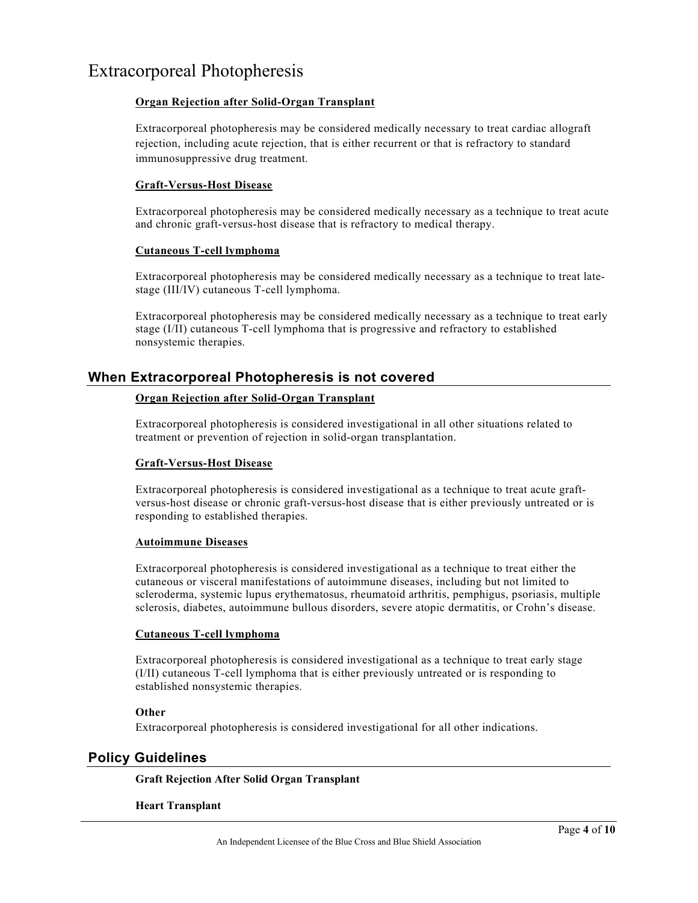# Extracorporeal Photopheresis

**Organ Rejection after Solid-Organ Transplant**

Extracorporeal photopheresis may be considered medically necessary to treat cardiac allograft rejection, including acute rejection, that is either recurrent or that is refractory to standard immunosuppressive drug treatment.

**Graft-Versus-Host Disease**

Extracorporeal photopheresis may be considered medically necessary as a technique to treat acute and chronic graft-versus-host disease that is refractory to medical therapy.

**Cutaneous T-cell lymphoma**

Extracorporeal photopheresis may be considered medically necessary as a technique to treat late-stage (III/IV) cutaneous T-cell lymphoma.

Extracorporeal photopheresis may be considered medically necessary as a technique to treat early stage (I/II) cutaneous T-cell lymphoma that is progressive and refractory to established nonsystemic therapies.

## When Extracorporeal Photopheresis is not covered

**Organ Rejection after Solid-Organ Transplant**

Extracorporeal photopheresis is considered investigational in all other situations related to treatment or prevention of rejection in solid-organ transplantation.

**Graft-Versus-Host Disease**

Extracorporeal photopheresis is considered investigational as a technique to treat acute graft-versus-host disease or chronic graft-versus-host disease that is either previously untreated or is responding to established therapies.

**Autoimmune Diseases**

Extracorporeal photopheresis is considered investigational as a technique to treat either the cutaneous or visceral manifestations of autoimmune diseases, including but not limited to scleroderma, systemic lupus erythematosus, rheumatoid arthritis, pemphigus, psoriasis, multiple sclerosis, diabetes, autoimmune bullous disorders, severe atopic dermatitis, or Crohn's disease.

**Cutaneous T-cell lymphoma**

Extracorporeal photopheresis is considered investigational as a technique to treat early stage (I/II) cutaneous T-cell lymphoma that is either previously untreated or is responding to established nonsystemic therapies.

**Other**

Extracorporeal photopheresis is considered investigational for all other indications.

## Policy Guidelines

**Graft Rejection After Solid Organ Transplant**

**Heart Transplant**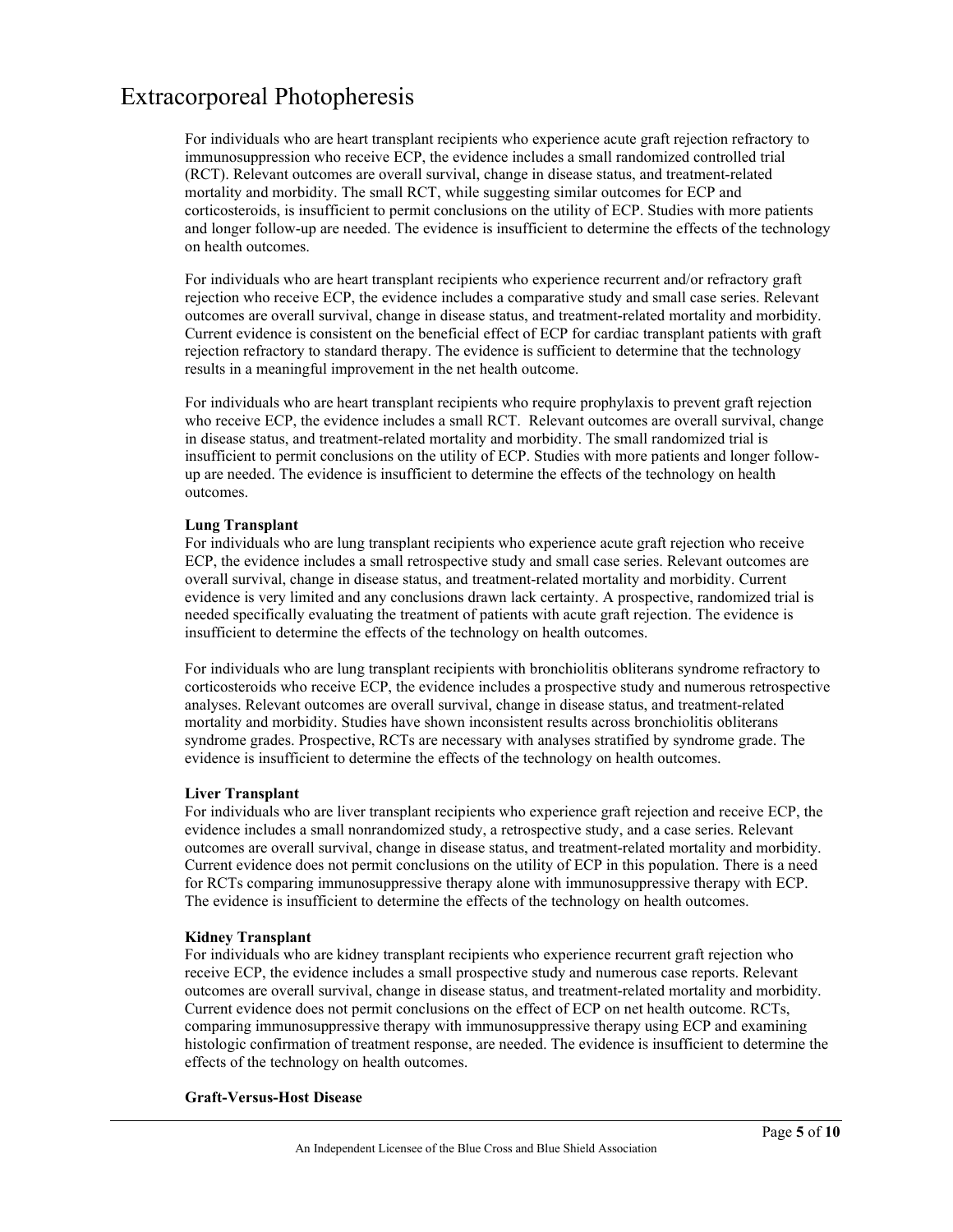# Extracorporeal Photopheresis

For individuals who are heart transplant recipients who experience acute graft rejection refractory to immunosuppression who receive ECP, the evidence includes a small randomized controlled trial (RCT). Relevant outcomes are overall survival, change in disease status, and treatment-related mortality and morbidity. The small RCT, while suggesting similar outcomes for ECP and corticosteroids, is insufficient to permit conclusions on the utility of ECP. Studies with more patients and longer follow-up are needed. The evidence is insufficient to determine the effects of the technology on health outcomes.

For individuals who are heart transplant recipients who experience recurrent and/or refractory graft rejection who receive ECP, the evidence includes a comparative study and small case series. Relevant outcomes are overall survival, change in disease status, and treatment-related mortality and morbidity. Current evidence is consistent on the beneficial effect of ECP for cardiac transplant patients with graft rejection refractory to standard therapy. The evidence is sufficient to determine that the technology results in a meaningful improvement in the net health outcome.

For individuals who are heart transplant recipients who require prophylaxis to prevent graft rejection who receive ECP, the evidence includes a small RCT. Relevant outcomes are overall survival, change in disease status, and treatment-related mortality and morbidity. The small randomized trial is insufficient to permit conclusions on the utility of ECP. Studies with more patients and longer follow-up are needed. The evidence is insufficient to determine the effects of the technology on health outcomes.

**Lung Transplant**

For individuals who are lung transplant recipients who experience acute graft rejection who receive ECP, the evidence includes a small retrospective study and small case series. Relevant outcomes are overall survival, change in disease status, and treatment-related mortality and morbidity. Current evidence is very limited and any conclusions drawn lack certainty. A prospective, randomized trial is needed specifically evaluating the treatment of patients with acute graft rejection. The evidence is insufficient to determine the effects of the technology on health outcomes.

For individuals who are lung transplant recipients with bronchiolitis obliterans syndrome refractory to corticosteroids who receive ECP, the evidence includes a prospective study and numerous retrospective analyses. Relevant outcomes are overall survival, change in disease status, and treatment-related mortality and morbidity. Studies have shown inconsistent results across bronchiolitis obliterans syndrome grades. Prospective, RCTs are necessary with analyses stratified by syndrome grade. The evidence is insufficient to determine the effects of the technology on health outcomes.

**Liver Transplant**

For individuals who are liver transplant recipients who experience graft rejection and receive ECP, the evidence includes a small nonrandomized study, a retrospective study, and a case series. Relevant outcomes are overall survival, change in disease status, and treatment-related mortality and morbidity. Current evidence does not permit conclusions on the utility of ECP in this population. There is a need for RCTs comparing immunosuppressive therapy alone with immunosuppressive therapy with ECP. The evidence is insufficient to determine the effects of the technology on health outcomes.

**Kidney Transplant**

For individuals who are kidney transplant recipients who experience recurrent graft rejection who receive ECP, the evidence includes a small prospective study and numerous case reports. Relevant outcomes are overall survival, change in disease status, and treatment-related mortality and morbidity. Current evidence does not permit conclusions on the effect of ECP on net health outcome. RCTs, comparing immunosuppressive therapy with immunosuppressive therapy using ECP and examining histologic confirmation of treatment response, are needed. The evidence is insufficient to determine the effects of the technology on health outcomes.

**Graft-Versus-Host Disease**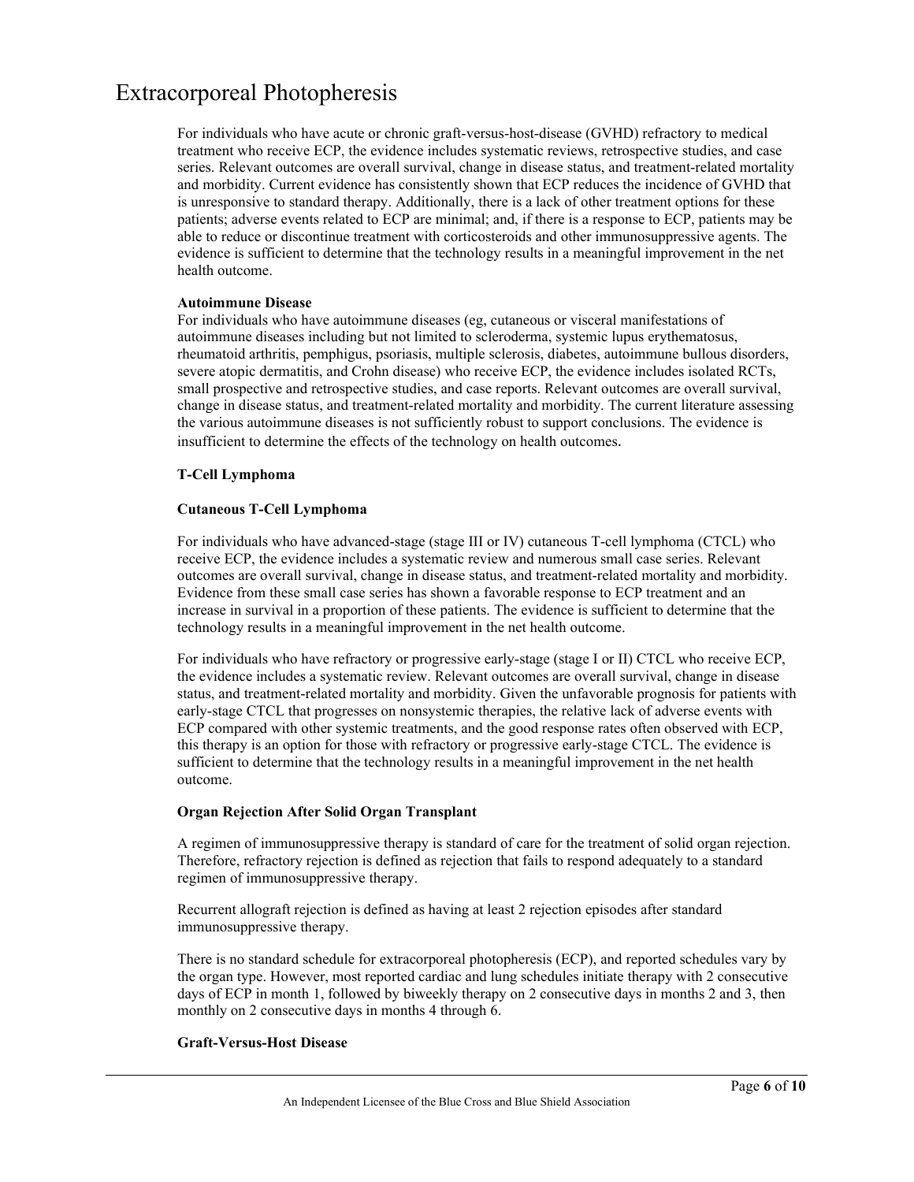# Extracorporeal Photopheresis

For individuals who have acute or chronic graft-versus-host-disease (GVHD) refractory to medical treatment who receive ECP, the evidence includes systematic reviews, retrospective studies, and case series. Relevant outcomes are overall survival, change in disease status, and treatment-related mortality and morbidity. Current evidence has consistently shown that ECP reduces the incidence of GVHD that is unresponsive to standard therapy. Additionally, there is a lack of other treatment options for these patients; adverse events related to ECP are minimal; and, if there is a response to ECP, patients may be able to reduce or discontinue treatment with corticosteroids and other immunosuppressive agents. The evidence is sufficient to determine that the technology results in a meaningful improvement in the net health outcome.

**Autoimmune Disease**

For individuals who have autoimmune diseases (eg, cutaneous or visceral manifestations of autoimmune diseases including but not limited to scleroderma, systemic lupus erythematosus, rheumatoid arthritis, pemphigus, psoriasis, multiple sclerosis, diabetes, autoimmune bullous disorders, severe atopic dermatitis, and Crohn disease) who receive ECP, the evidence includes isolated RCTs, small prospective and retrospective studies, and case reports. Relevant outcomes are overall survival, change in disease status, and treatment-related mortality and morbidity. The current literature assessing the various autoimmune diseases is not sufficiently robust to support conclusions. The evidence is insufficient to determine the effects of the technology on health outcomes.

**T-Cell Lymphoma**

**Cutaneous T-Cell Lymphoma**

For individuals who have advanced-stage (stage III or IV) cutaneous T-cell lymphoma (CTCL) who receive ECP, the evidence includes a systematic review and numerous small case series. Relevant outcomes are overall survival, change in disease status, and treatment-related mortality and morbidity. Evidence from these small case series has shown a favorable response to ECP treatment and an increase in survival in a proportion of these patients. The evidence is sufficient to determine that the technology results in a meaningful improvement in the net health outcome.

For individuals who have refractory or progressive early-stage (stage I or II) CTCL who receive ECP, the evidence includes a systematic review. Relevant outcomes are overall survival, change in disease status, and treatment-related mortality and morbidity. Given the unfavorable prognosis for patients with early-stage CTCL that progresses on nonsystemic therapies, the relative lack of adverse events with ECP compared with other systemic treatments, and the good response rates often observed with ECP, this therapy is an option for those with refractory or progressive early-stage CTCL. The evidence is sufficient to determine that the technology results in a meaningful improvement in the net health outcome.

**Organ Rejection After Solid Organ Transplant**

A regimen of immunosuppressive therapy is standard of care for the treatment of solid organ rejection. Therefore, refractory rejection is defined as rejection that fails to respond adequately to a standard regimen of immunosuppressive therapy.

Recurrent allograft rejection is defined as having at least 2 rejection episodes after standard immunosuppressive therapy.

There is no standard schedule for extracorporeal photopheresis (ECP), and reported schedules vary by the organ type. However, most reported cardiac and lung schedules initiate therapy with 2 consecutive days of ECP in month 1, followed by biweekly therapy on 2 consecutive days in months 2 and 3, then monthly on 2 consecutive days in months 4 through 6.

**Graft-Versus-Host Disease**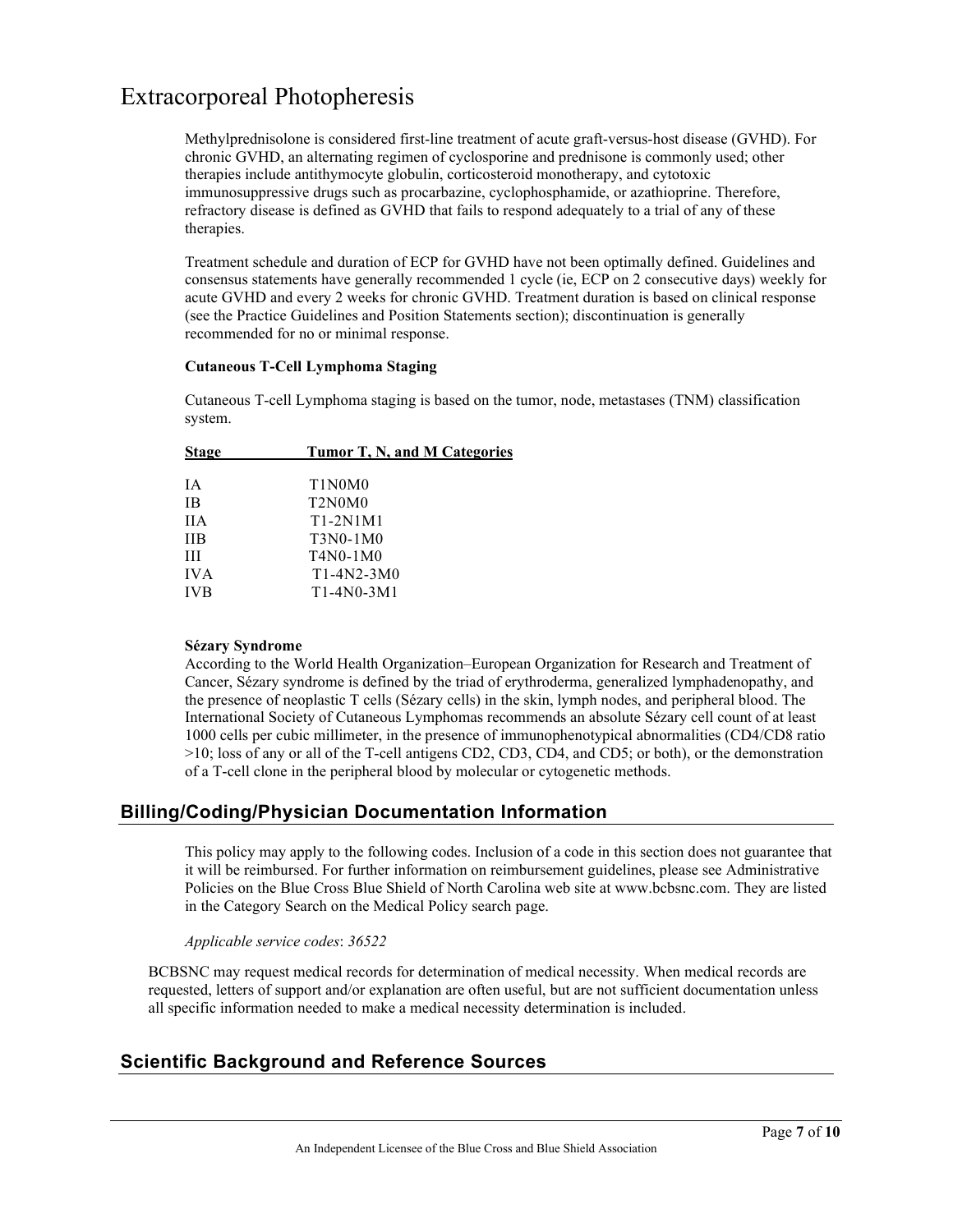# Extracorporeal Photopheresis

Methylprednisolone is considered first-line treatment of acute graft-versus-host disease (GVHD). For chronic GVHD, an alternating regimen of cyclosporine and prednisone is commonly used; other therapies include antithymocyte globulin, corticosteroid monotherapy, and cytotoxic immunosuppressive drugs such as procarbazine, cyclophosphamide, or azathioprine. Therefore, refractory disease is defined as GVHD that fails to respond adequately to a trial of any of these therapies.

Treatment schedule and duration of ECP for GVHD have not been optimally defined. Guidelines and consensus statements have generally recommended 1 cycle (ie, ECP on 2 consecutive days) weekly for acute GVHD and every 2 weeks for chronic GVHD. Treatment duration is based on clinical response (see the Practice Guidelines and Position Statements section); discontinuation is generally recommended for no or minimal response.

**Cutaneous T-Cell Lymphoma Staging**

Cutaneous T-cell Lymphoma staging is based on the tumor, node, metastases (TNM) classification system.

| Stage | Tumor T, N, and M Categories |
|---|---|
| IA | T1N0M0 |
| IB | T2N0M0 |
| IIA | T1-2N1M1 |
| IIB | T3N0-1M0 |
| III | T4N0-1M0 |
| IVA | T1-4N2-3M0 |
| IVB | T1-4N0-3M1 |

**Sézary Syndrome**

According to the World Health Organization–European Organization for Research and Treatment of Cancer, Sézary syndrome is defined by the triad of erythroderma, generalized lymphadenopathy, and the presence of neoplastic T cells (Sézary cells) in the skin, lymph nodes, and peripheral blood. The International Society of Cutaneous Lymphomas recommends an absolute Sézary cell count of at least 1000 cells per cubic millimeter, in the presence of immunophenotypical abnormalities (CD4/CD8 ratio >10; loss of any or all of the T-cell antigens CD2, CD3, CD4, and CD5; or both), or the demonstration of a T-cell clone in the peripheral blood by molecular or cytogenetic methods.

## Billing/Coding/Physician Documentation Information

This policy may apply to the following codes. Inclusion of a code in this section does not guarantee that it will be reimbursed. For further information on reimbursement guidelines, please see Administrative Policies on the Blue Cross Blue Shield of North Carolina web site at www.bcbsnc.com. They are listed in the Category Search on the Medical Policy search page.

*Applicable service codes*: *36522*

BCBSNC may request medical records for determination of medical necessity. When medical records are requested, letters of support and/or explanation are often useful, but are not sufficient documentation unless all specific information needed to make a medical necessity determination is included.

## Scientific Background and Reference Sources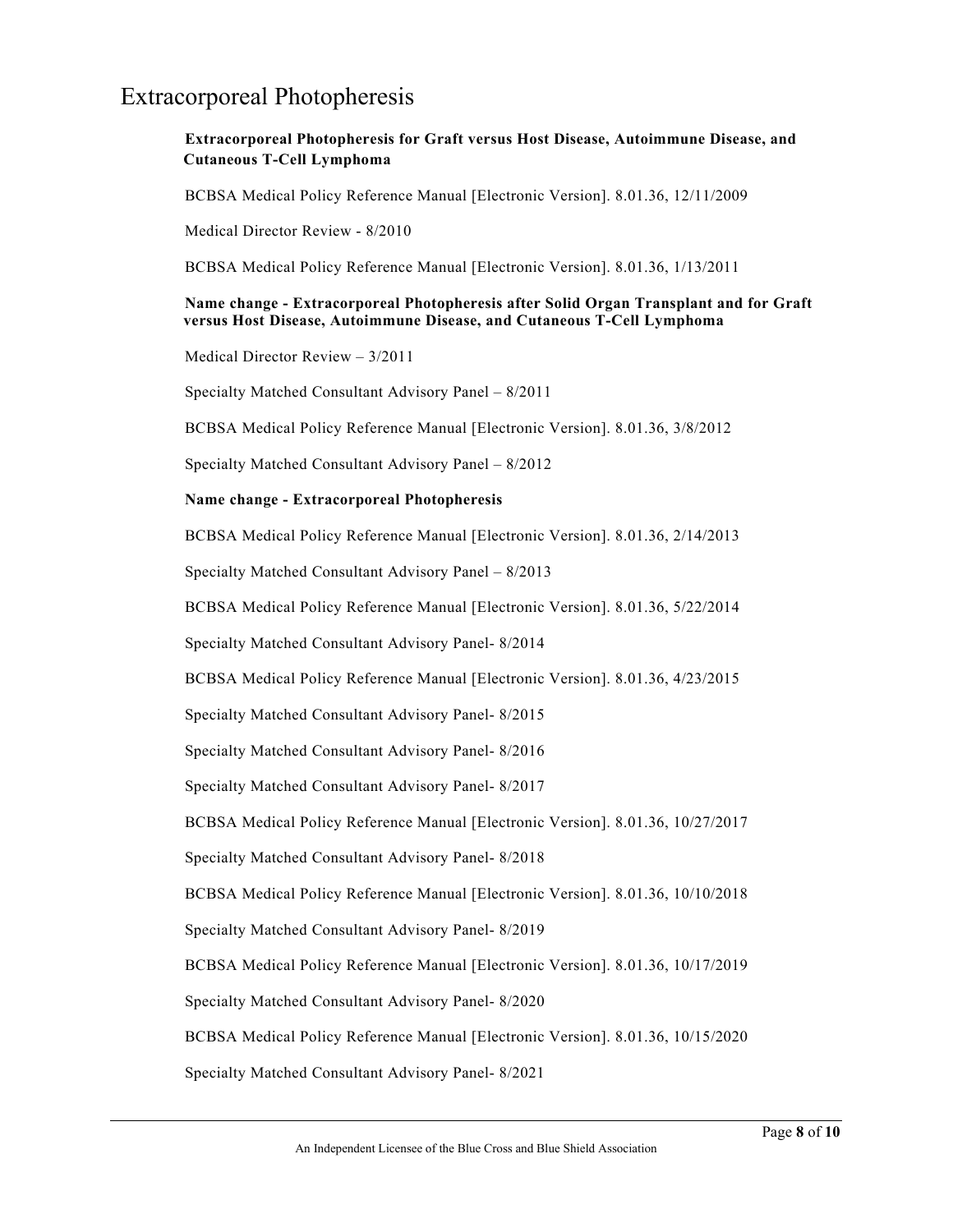# Extracorporeal Photopheresis

**Extracorporeal Photopheresis for Graft versus Host Disease, Autoimmune Disease, and Cutaneous T-Cell Lymphoma**

BCBSA Medical Policy Reference Manual [Electronic Version]. 8.01.36, 12/11/2009

Medical Director Review - 8/2010

BCBSA Medical Policy Reference Manual [Electronic Version]. 8.01.36, 1/13/2011

**Name change - Extracorporeal Photopheresis after Solid Organ Transplant and for Graft versus Host Disease, Autoimmune Disease, and Cutaneous T-Cell Lymphoma**

Medical Director Review – 3/2011

Specialty Matched Consultant Advisory Panel – 8/2011

BCBSA Medical Policy Reference Manual [Electronic Version]. 8.01.36, 3/8/2012

Specialty Matched Consultant Advisory Panel – 8/2012

**Name change - Extracorporeal Photopheresis**

BCBSA Medical Policy Reference Manual [Electronic Version]. 8.01.36, 2/14/2013

Specialty Matched Consultant Advisory Panel – 8/2013

BCBSA Medical Policy Reference Manual [Electronic Version]. 8.01.36, 5/22/2014

Specialty Matched Consultant Advisory Panel- 8/2014

BCBSA Medical Policy Reference Manual [Electronic Version]. 8.01.36, 4/23/2015

Specialty Matched Consultant Advisory Panel- 8/2015

Specialty Matched Consultant Advisory Panel- 8/2016

Specialty Matched Consultant Advisory Panel- 8/2017

BCBSA Medical Policy Reference Manual [Electronic Version]. 8.01.36, 10/27/2017

Specialty Matched Consultant Advisory Panel- 8/2018

BCBSA Medical Policy Reference Manual [Electronic Version]. 8.01.36, 10/10/2018

Specialty Matched Consultant Advisory Panel- 8/2019

BCBSA Medical Policy Reference Manual [Electronic Version]. 8.01.36, 10/17/2019

Specialty Matched Consultant Advisory Panel- 8/2020

BCBSA Medical Policy Reference Manual [Electronic Version]. 8.01.36, 10/15/2020

Specialty Matched Consultant Advisory Panel- 8/2021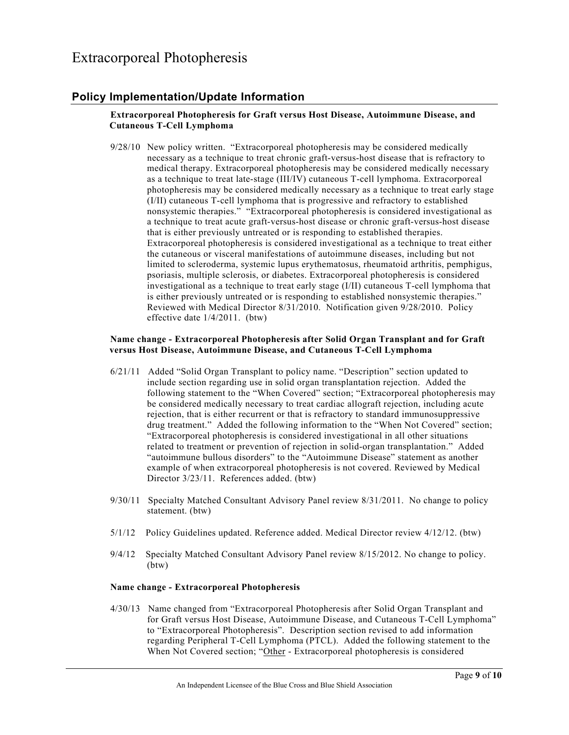# Extracorporeal Photopheresis

## Policy Implementation/Update Information

**Extracorporeal Photopheresis for Graft versus Host Disease, Autoimmune Disease, and Cutaneous T-Cell Lymphoma**

9/28/10 New policy written. "Extracorporeal photopheresis may be considered medically necessary as a technique to treat chronic graft-versus-host disease that is refractory to medical therapy. Extracorporeal photopheresis may be considered medically necessary as a technique to treat late-stage (III/IV) cutaneous T-cell lymphoma. Extracorporeal photopheresis may be considered medically necessary as a technique to treat early stage (I/II) cutaneous T-cell lymphoma that is progressive and refractory to established nonsystemic therapies." "Extracorporeal photopheresis is considered investigational as a technique to treat acute graft-versus-host disease or chronic graft-versus-host disease that is either previously untreated or is responding to established therapies. Extracorporeal photopheresis is considered investigational as a technique to treat either the cutaneous or visceral manifestations of autoimmune diseases, including but not limited to scleroderma, systemic lupus erythematosus, rheumatoid arthritis, pemphigus, psoriasis, multiple sclerosis, or diabetes. Extracorporeal photopheresis is considered investigational as a technique to treat early stage (I/II) cutaneous T-cell lymphoma that is either previously untreated or is responding to established nonsystemic therapies." Reviewed with Medical Director 8/31/2010. Notification given 9/28/2010. Policy effective date 1/4/2011. (btw)

**Name change - Extracorporeal Photopheresis after Solid Organ Transplant and for Graft versus Host Disease, Autoimmune Disease, and Cutaneous T-Cell Lymphoma**

6/21/11 Added "Solid Organ Transplant to policy name. "Description" section updated to include section regarding use in solid organ transplantation rejection. Added the following statement to the "When Covered" section; "Extracorporeal photopheresis may be considered medically necessary to treat cardiac allograft rejection, including acute rejection, that is either recurrent or that is refractory to standard immunosuppressive drug treatment." Added the following information to the "When Not Covered" section; "Extracorporeal photopheresis is considered investigational in all other situations related to treatment or prevention of rejection in solid-organ transplantation." Added "autoimmune bullous disorders" to the "Autoimmune Disease" statement as another example of when extracorporeal photopheresis is not covered. Reviewed by Medical Director 3/23/11. References added. (btw)

9/30/11 Specialty Matched Consultant Advisory Panel review 8/31/2011. No change to policy statement. (btw)

5/1/12 Policy Guidelines updated. Reference added. Medical Director review 4/12/12. (btw)

9/4/12 Specialty Matched Consultant Advisory Panel review 8/15/2012. No change to policy. (btw)

**Name change - Extracorporeal Photopheresis**

4/30/13 Name changed from "Extracorporeal Photopheresis after Solid Organ Transplant and for Graft versus Host Disease, Autoimmune Disease, and Cutaneous T-Cell Lymphoma" to "Extracorporeal Photopheresis". Description section revised to add information regarding Peripheral T-Cell Lymphoma (PTCL). Added the following statement to the When Not Covered section; "Other - Extracorporeal photopheresis is considered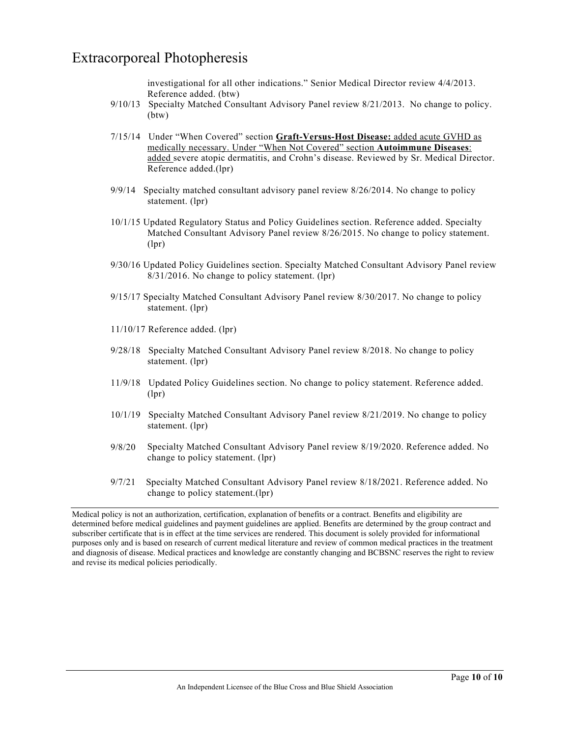investigational for all other indications." Senior Medical Director review 4/4/2013. Reference added. (btw)

9/10/13 Specialty Matched Consultant Advisory Panel review 8/21/2013. No change to policy. (btw)

7/15/14 Under "When Covered" section **Graft-Versus-Host Disease:** added acute GVHD as medically necessary. Under "When Not Covered" section **Autoimmune Diseases**: added severe atopic dermatitis, and Crohn's disease. Reviewed by Sr. Medical Director. Reference added.(lpr)

9/9/14 Specialty matched consultant advisory panel review 8/26/2014. No change to policy statement. (lpr)

10/1/15 Updated Regulatory Status and Policy Guidelines section. Reference added. Specialty Matched Consultant Advisory Panel review 8/26/2015. No change to policy statement. (lpr)

9/30/16 Updated Policy Guidelines section. Specialty Matched Consultant Advisory Panel review 8/31/2016. No change to policy statement. (lpr)

9/15/17 Specialty Matched Consultant Advisory Panel review 8/30/2017. No change to policy statement. (lpr)

11/10/17 Reference added. (lpr)

9/28/18 Specialty Matched Consultant Advisory Panel review 8/2018. No change to policy statement. (lpr)

11/9/18 Updated Policy Guidelines section. No change to policy statement. Reference added. (lpr)

10/1/19 Specialty Matched Consultant Advisory Panel review 8/21/2019. No change to policy statement. (lpr)

9/8/20 Specialty Matched Consultant Advisory Panel review 8/19/2020. Reference added. No change to policy statement. (lpr)

9/7/21 Specialty Matched Consultant Advisory Panel review 8/18/2021. Reference added. No change to policy statement.(lpr)

Medical policy is not an authorization, certification, explanation of benefits or a contract. Benefits and eligibility are determined before medical guidelines and payment guidelines are applied. Benefits are determined by the group contract and subscriber certificate that is in effect at the time services are rendered. This document is solely provided for informational purposes only and is based on research of current medical literature and review of common medical practices in the treatment and diagnosis of disease. Medical practices and knowledge are constantly changing and BCBSNC reserves the right to review and revise its medical policies periodically.